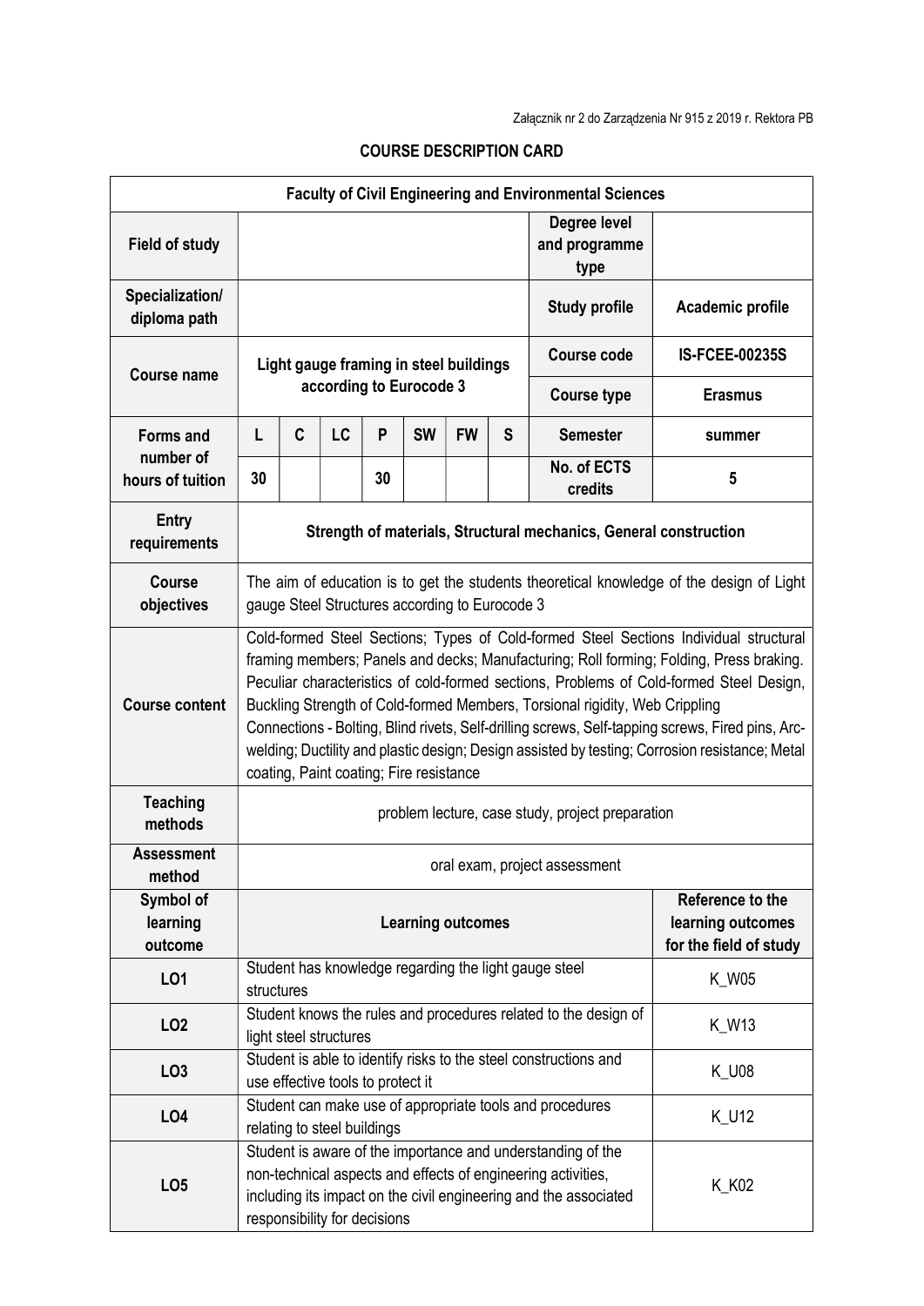Załącznik nr 2 do Zarządzenia Nr 915 z 2019 r. Rektora PB

# COURSE DESCRIPTION CARD

| Faculty of Civil Engineering and Environmental Sciences | | | | | | | | | |
|---|---|---|---|---|---|---|---|---|---|
| **Field of study** | | | | | | | | **Degree level and programme type** | |
| **Specialization/ diploma path** | | | | | | | | **Study profile** | **Academic profile** |
| **Course name** | **Light gauge framing in steel buildings according to Eurocode 3** | | | | | | | **Course code** | **IS-FCEE-00235S** |
| | | | | | | | | **Course type** | **Erasmus** |
| **Forms and number of hours of tuition** | **L** | **C** | **LC** | **P** | **SW** | **FW** | **S** | **Semester** | **summer** |
| | **30** | | | **30** | | | | **No. of ECTS credits** | **5** |
| **Entry requirements** | **Strength of materials, Structural mechanics, General construction** | | | | | | | | |
| **Course objectives** | The aim of education is to get the students theoretical knowledge of the design of Light gauge Steel Structures according to Eurocode 3 | | | | | | | | |
| **Course content** | Cold-formed Steel Sections; Types of Cold-formed Steel Sections Individual structural framing members; Panels and decks; Manufacturing; Roll forming; Folding, Press braking. Peculiar characteristics of cold-formed sections, Problems of Cold-formed Steel Design, Buckling Strength of Cold-formed Members, Torsional rigidity, Web Crippling Connections - Bolting, Blind rivets, Self-drilling screws, Self-tapping screws, Fired pins, Arc-welding; Ductility and plastic design; Design assisted by testing; Corrosion resistance; Metal coating, Paint coating; Fire resistance | | | | | | | | |
| **Teaching methods** | problem lecture, case study, project preparation | | | | | | | | |
| **Assessment method** | oral exam, project assessment | | | | | | | | |
| **Symbol of learning outcome** | **Learning outcomes** | | | | | | | | **Reference to the learning outcomes for the field of study** |
| **LO1** | Student has knowledge regarding the light gauge steel structures | | | | | | | | K_W05 |
| **LO2** | Student knows the rules and procedures related to the design of light steel structures | | | | | | | | K_W13 |
| **LO3** | Student is able to identify risks to the steel constructions and use effective tools to protect it | | | | | | | | K_U08 |
| **LO4** | Student can make use of appropriate tools and procedures relating to steel buildings | | | | | | | | K_U12 |
| **LO5** | Student is aware of the importance and understanding of the non-technical aspects and effects of engineering activities, including its impact on the civil engineering and the associated responsibility for decisions | | | | | | | | K_K02 |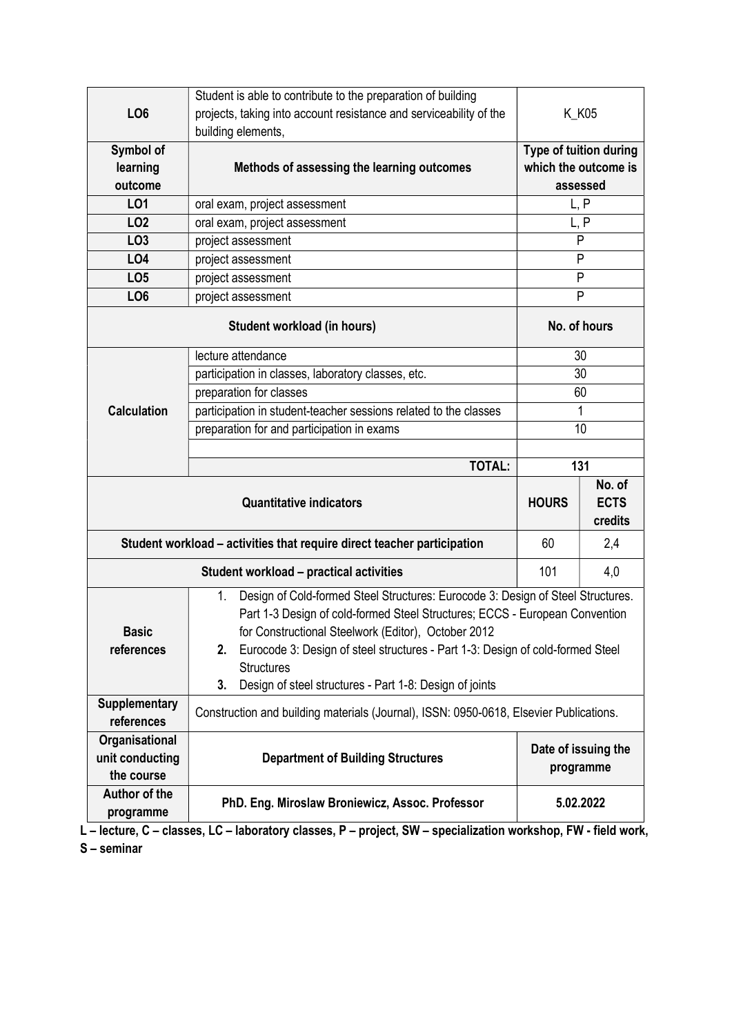| | | |
|---|---|---|
| **LO6** | Student is able to contribute to the preparation of building projects, taking into account resistance and serviceability of the building elements, | K_K05 |
| **Symbol of learning outcome** | **Methods of assessing the learning outcomes** | **Type of tuition during which the outcome is assessed** |
| **LO1** | oral exam, project assessment | L, P |
| **LO2** | oral exam, project assessment | L, P |
| **LO3** | project assessment | P |
| **LO4** | project assessment | P |
| **LO5** | project assessment | P |
| **LO6** | project assessment | P |

| | | | |
|---|---|---|---|
| **Student workload (in hours)** | | **No. of hours** | |
| **Calculation** | lecture attendance | 30 | |
| | participation in classes, laboratory classes, etc. | 30 | |
| | preparation for classes | 60 | |
| | participation in student-teacher sessions related to the classes | 1 | |
| | preparation for and participation in exams | 10 | |
| | | | |
| | **TOTAL:** | **131** | |
| **Quantitative indicators** | | **HOURS** | **No. of ECTS credits** |
| **Student workload – activities that require direct teacher participation** | | 60 | 2,4 |
| **Student workload – practical activities** | | 101 | 4,0 |

| | |
|---|---|
| **Basic references** | 1. Design of Cold-formed Steel Structures: Eurocode 3: Design of Steel Structures. Part 1-3 Design of cold-formed Steel Structures; ECCS - European Convention for Constructional Steelwork (Editor), October 2012<br>**2.** Eurocode 3: Design of steel structures - Part 1-3: Design of cold-formed Steel Structures<br>**3.** Design of steel structures - Part 1-8: Design of joints |
| **Supplementary references** | Construction and building materials (Journal), ISSN: 0950-0618, Elsevier Publications. |

| | | |
|---|---|---|
| **Organisational unit conducting the course** | **Department of Building Structures** | **Date of issuing the programme** |
| **Author of the programme** | **PhD. Eng. Miroslaw Broniewicz, Assoc. Professor** | **5.02.2022** |

**L – lecture, C – classes, LC – laboratory classes, P – project, SW – specialization workshop, FW - field work, S – seminar**